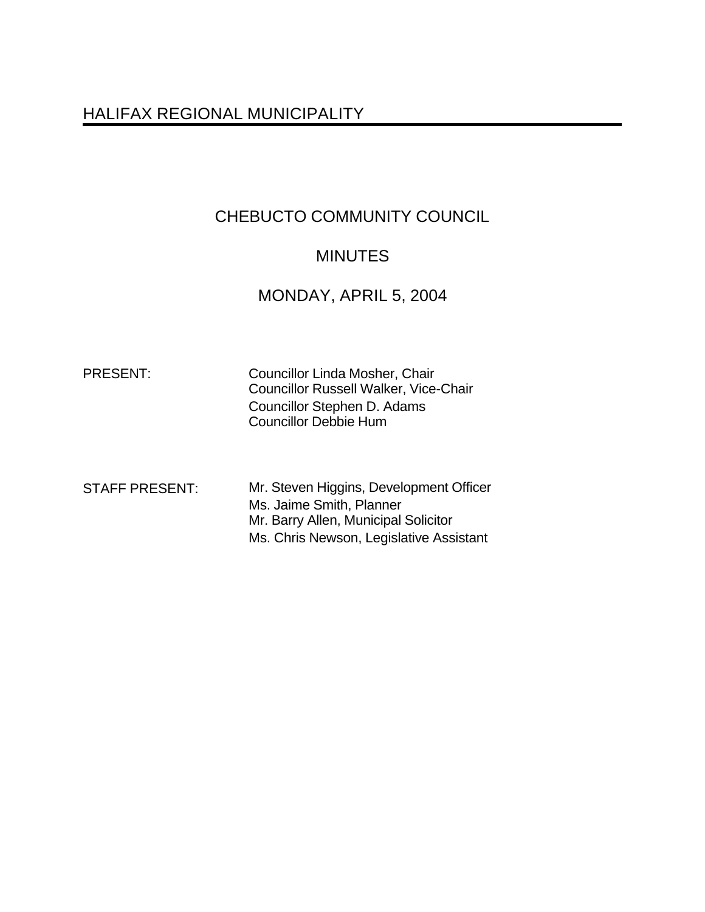# HALIFAX REGIONAL MUNICIPALITY

## CHEBUCTO COMMUNITY COUNCIL

## MINUTES

## MONDAY, APRIL 5, 2004

PRESENT: Councillor Linda Mosher, Chair
Councillor Russell Walker, Vice-Chair
Councillor Stephen D. Adams
Councillor Debbie Hum

STAFF PRESENT: Mr. Steven Higgins, Development Officer
Ms. Jaime Smith, Planner
Mr. Barry Allen, Municipal Solicitor
Ms. Chris Newson, Legislative Assistant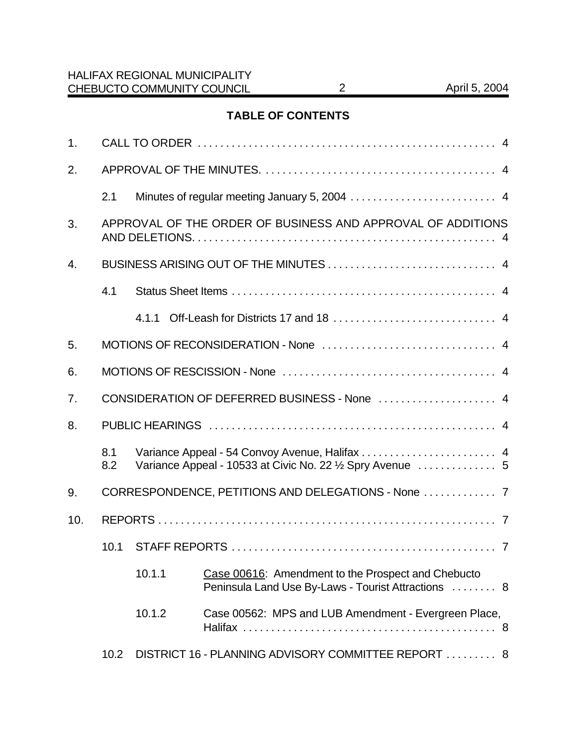## TABLE OF CONTENTS

1. CALL TO ORDER . . . . . . . . . . . . . . . . . . . . . . . . . . . . . . . . . . . . . . . . . . . . . . . . . . . . 4

2. APPROVAL OF THE MINUTES. . . . . . . . . . . . . . . . . . . . . . . . . . . . . . . . . . . . . . . . . . 4

   2.1 Minutes of regular meeting January 5, 2004 . . . . . . . . . . . . . . . . . . . . . . . . . . 4

3. APPROVAL OF THE ORDER OF BUSINESS AND APPROVAL OF ADDITIONS AND DELETIONS. . . . . . . . . . . . . . . . . . . . . . . . . . . . . . . . . . . . . . . . . . . . . . . . . . . . . 4

4. BUSINESS ARISING OUT OF THE MINUTES . . . . . . . . . . . . . . . . . . . . . . . . . . . . . . 4

   4.1 Status Sheet Items . . . . . . . . . . . . . . . . . . . . . . . . . . . . . . . . . . . . . . . . . . . . . . . 4

      4.1.1 Off-Leash for Districts 17 and 18 . . . . . . . . . . . . . . . . . . . . . . . . . . . . . 4

5. MOTIONS OF RECONSIDERATION - None . . . . . . . . . . . . . . . . . . . . . . . . . . . . . . . 4

6. MOTIONS OF RESCISSION - None . . . . . . . . . . . . . . . . . . . . . . . . . . . . . . . . . . . . . . 4

7. CONSIDERATION OF DEFERRED BUSINESS - None . . . . . . . . . . . . . . . . . . . . . 4

8. PUBLIC HEARINGS . . . . . . . . . . . . . . . . . . . . . . . . . . . . . . . . . . . . . . . . . . . . . . . . . . . 4

   8.1 Variance Appeal - 54 Convoy Avenue, Halifax . . . . . . . . . . . . . . . . . . . . . . . . 4
   8.2 Variance Appeal - 10533 at Civic No. 22 ½ Spry Avenue . . . . . . . . . . . . . . 5

9. CORRESPONDENCE, PETITIONS AND DELEGATIONS - None . . . . . . . . . . . . . 7

10. REPORTS . . . . . . . . . . . . . . . . . . . . . . . . . . . . . . . . . . . . . . . . . . . . . . . . . . . . . . . . . . . . 7

   10.1 STAFF REPORTS . . . . . . . . . . . . . . . . . . . . . . . . . . . . . . . . . . . . . . . . . . . . . . . . 7

      10.1.1 Case 00616: Amendment to the Prospect and Chebucto Peninsula Land Use By-Laws - Tourist Attractions . . . . . . . . 8

      10.1.2 Case 00562: MPS and LUB Amendment - Evergreen Place, Halifax . . . . . . . . . . . . . . . . . . . . . . . . . . . . . . . . . . . . . . . . . . . . . 8

   10.2 DISTRICT 16 - PLANNING ADVISORY COMMITTEE REPORT . . . . . . . . . 8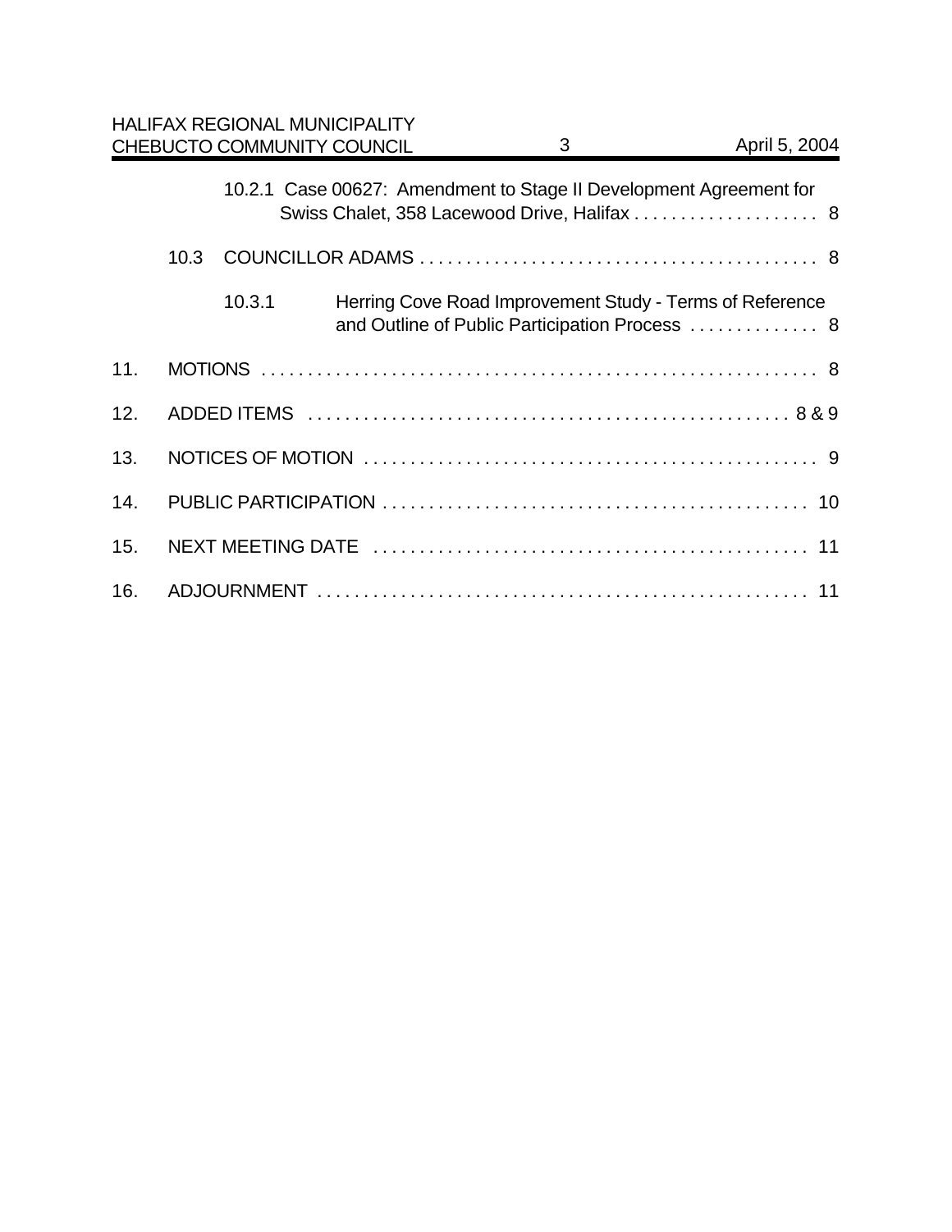10.2.1 Case 00627: Amendment to Stage II Development Agreement for Swiss Chalet, 358 Lacewood Drive, Halifax . . . . . . . . . . . . . . . . . . . . 8

10.3 COUNCILLOR ADAMS . . . . . . . . . . . . . . . . . . . . . . . . . . . . . . . . . . . . . . . . . . 8

10.3.1 Herring Cove Road Improvement Study - Terms of Reference and Outline of Public Participation Process . . . . . . . . . . . . . . 8

11. MOTIONS . . . . . . . . . . . . . . . . . . . . . . . . . . . . . . . . . . . . . . . . . . . . . . . . . . . . . . . . . . . . 8

12. ADDED ITEMS . . . . . . . . . . . . . . . . . . . . . . . . . . . . . . . . . . . . . . . . . . . . . . . . . . . . 8 & 9

13. NOTICES OF MOTION . . . . . . . . . . . . . . . . . . . . . . . . . . . . . . . . . . . . . . . . . . . . . . . . . 9

14. PUBLIC PARTICIPATION . . . . . . . . . . . . . . . . . . . . . . . . . . . . . . . . . . . . . . . . . . . . . . 10

15. NEXT MEETING DATE . . . . . . . . . . . . . . . . . . . . . . . . . . . . . . . . . . . . . . . . . . . . . . . 11

16. ADJOURNMENT . . . . . . . . . . . . . . . . . . . . . . . . . . . . . . . . . . . . . . . . . . . . . . . . . . . . 11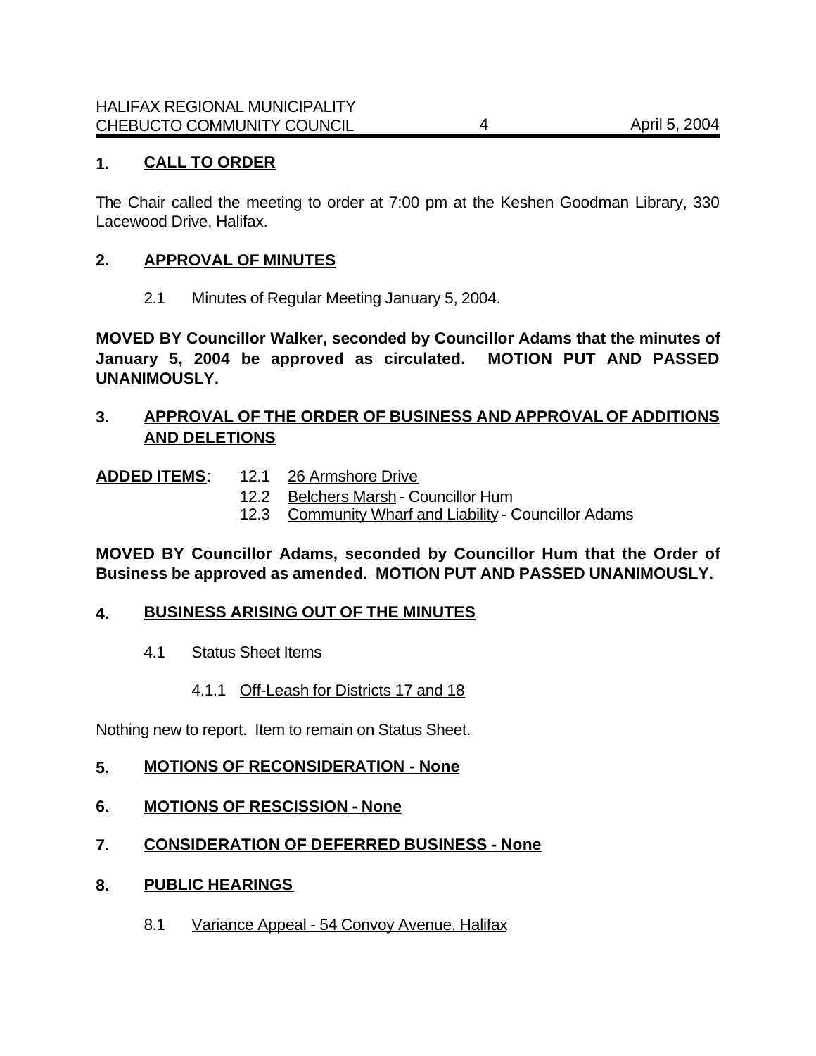## 1. CALL TO ORDER

The Chair called the meeting to order at 7:00 pm at the Keshen Goodman Library, 330 Lacewood Drive, Halifax.

## 2. APPROVAL OF MINUTES

2.1 Minutes of Regular Meeting January 5, 2004.

**MOVED BY Councillor Walker, seconded by Councillor Adams that the minutes of January 5, 2004 be approved as circulated. MOTION PUT AND PASSED UNANIMOUSLY.**

## 3. APPROVAL OF THE ORDER OF BUSINESS AND APPROVAL OF ADDITIONS AND DELETIONS

**ADDED ITEMS**:
- 12.1 26 Armshore Drive
- 12.2 Belchers Marsh - Councillor Hum
- 12.3 Community Wharf and Liability - Councillor Adams

**MOVED BY Councillor Adams, seconded by Councillor Hum that the Order of Business be approved as amended. MOTION PUT AND PASSED UNANIMOUSLY.**

## 4. BUSINESS ARISING OUT OF THE MINUTES

4.1 Status Sheet Items

4.1.1 Off-Leash for Districts 17 and 18

Nothing new to report. Item to remain on Status Sheet.

## 5. MOTIONS OF RECONSIDERATION - None

## 6. MOTIONS OF RESCISSION - None

## 7. CONSIDERATION OF DEFERRED BUSINESS - None

## 8. PUBLIC HEARINGS

8.1 Variance Appeal - 54 Convoy Avenue, Halifax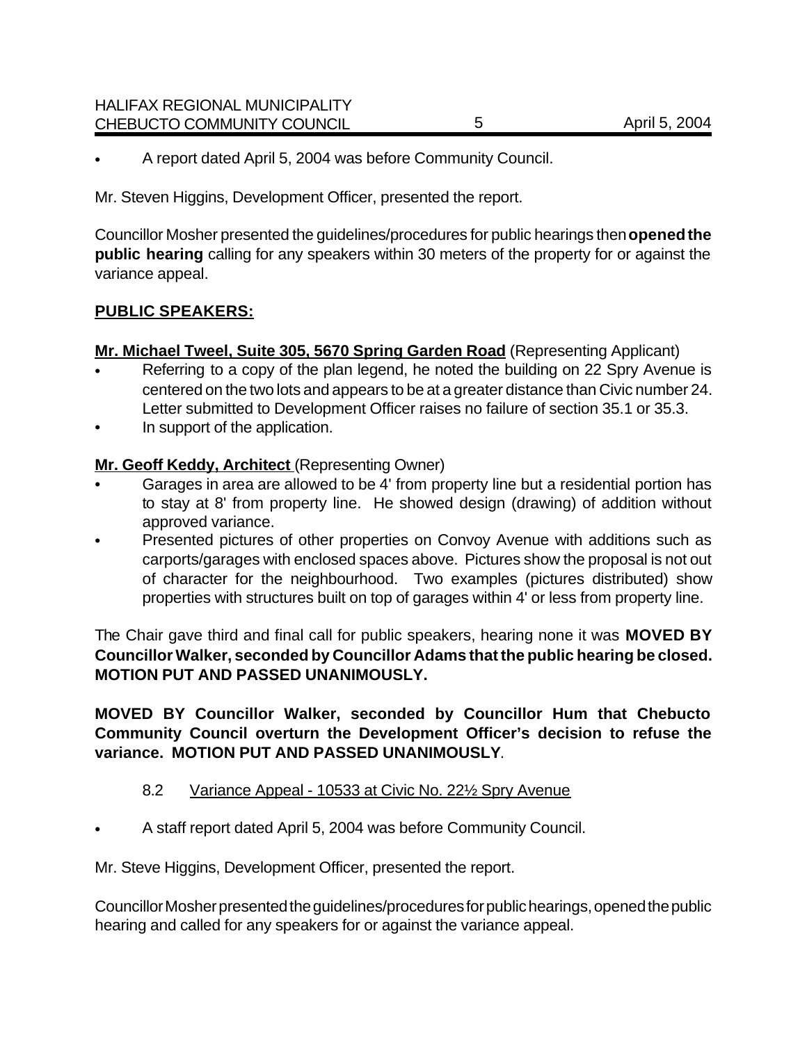- A report dated April 5, 2004 was before Community Council.

Mr. Steven Higgins, Development Officer, presented the report.

Councillor Mosher presented the guidelines/procedures for public hearings then **opened the public hearing** calling for any speakers within 30 meters of the property for or against the variance appeal.

**PUBLIC SPEAKERS:**

**Mr. Michael Tweel, Suite 305, 5670 Spring Garden Road** (Representing Applicant)

- Referring to a copy of the plan legend, he noted the building on 22 Spry Avenue is centered on the two lots and appears to be at a greater distance than Civic number 24. Letter submitted to Development Officer raises no failure of section 35.1 or 35.3.
- In support of the application.

**Mr. Geoff Keddy, Architect** (Representing Owner)

- Garages in area are allowed to be 4' from property line but a residential portion has to stay at 8' from property line. He showed design (drawing) of addition without approved variance.
- Presented pictures of other properties on Convoy Avenue with additions such as carports/garages with enclosed spaces above. Pictures show the proposal is not out of character for the neighbourhood. Two examples (pictures distributed) show properties with structures built on top of garages within 4' or less from property line.

The Chair gave third and final call for public speakers, hearing none it was **MOVED BY Councillor Walker, seconded by Councillor Adams that the public hearing be closed. MOTION PUT AND PASSED UNANIMOUSLY.**

**MOVED BY Councillor Walker, seconded by Councillor Hum that Chebucto Community Council overturn the Development Officer's decision to refuse the variance. MOTION PUT AND PASSED UNANIMOUSLY**.

8.2 Variance Appeal - 10533 at Civic No. 22½ Spry Avenue

- A staff report dated April 5, 2004 was before Community Council.

Mr. Steve Higgins, Development Officer, presented the report.

Councillor Mosher presented the guidelines/procedures for public hearings, opened the public hearing and called for any speakers for or against the variance appeal.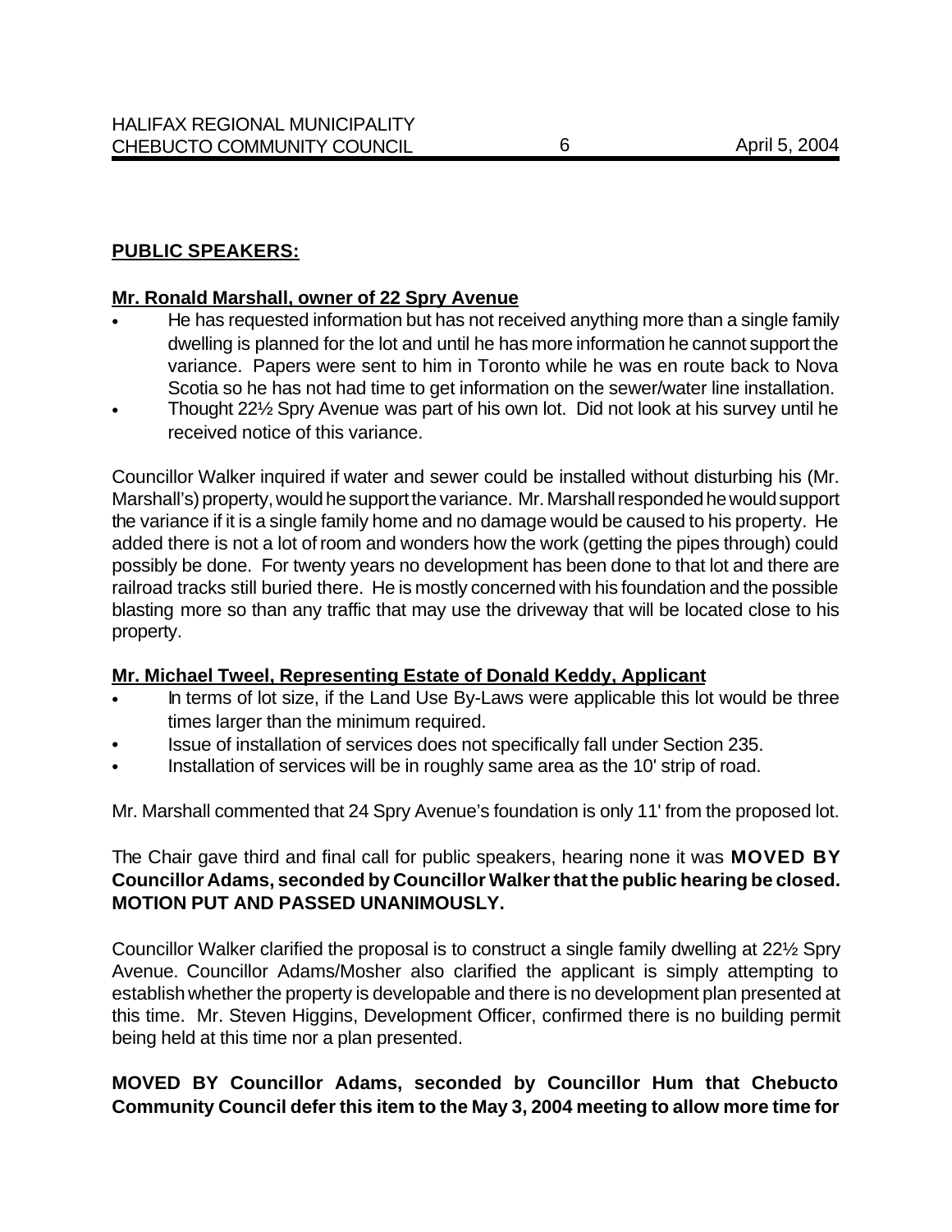**PUBLIC SPEAKERS:**

**Mr. Ronald Marshall, owner of 22 Spry Avenue**

- He has requested information but has not received anything more than a single family dwelling is planned for the lot and until he has more information he cannot support the variance. Papers were sent to him in Toronto while he was en route back to Nova Scotia so he has not had time to get information on the sewer/water line installation.
- Thought 22½ Spry Avenue was part of his own lot. Did not look at his survey until he received notice of this variance.

Councillor Walker inquired if water and sewer could be installed without disturbing his (Mr. Marshall's) property, would he support the variance. Mr. Marshall responded he would support the variance if it is a single family home and no damage would be caused to his property. He added there is not a lot of room and wonders how the work (getting the pipes through) could possibly be done. For twenty years no development has been done to that lot and there are railroad tracks still buried there. He is mostly concerned with his foundation and the possible blasting more so than any traffic that may use the driveway that will be located close to his property.

**Mr. Michael Tweel, Representing Estate of Donald Keddy, Applicant**

- In terms of lot size, if the Land Use By-Laws were applicable this lot would be three times larger than the minimum required.
- Issue of installation of services does not specifically fall under Section 235.
- Installation of services will be in roughly same area as the 10' strip of road.

Mr. Marshall commented that 24 Spry Avenue's foundation is only 11' from the proposed lot.

The Chair gave third and final call for public speakers, hearing none it was **MOVED BY Councillor Adams, seconded by Councillor Walker that the public hearing be closed. MOTION PUT AND PASSED UNANIMOUSLY.**

Councillor Walker clarified the proposal is to construct a single family dwelling at 22½ Spry Avenue. Councillor Adams/Mosher also clarified the applicant is simply attempting to establish whether the property is developable and there is no development plan presented at this time. Mr. Steven Higgins, Development Officer, confirmed there is no building permit being held at this time nor a plan presented.

**MOVED BY Councillor Adams, seconded by Councillor Hum that Chebucto Community Council defer this item to the May 3, 2004 meeting to allow more time for**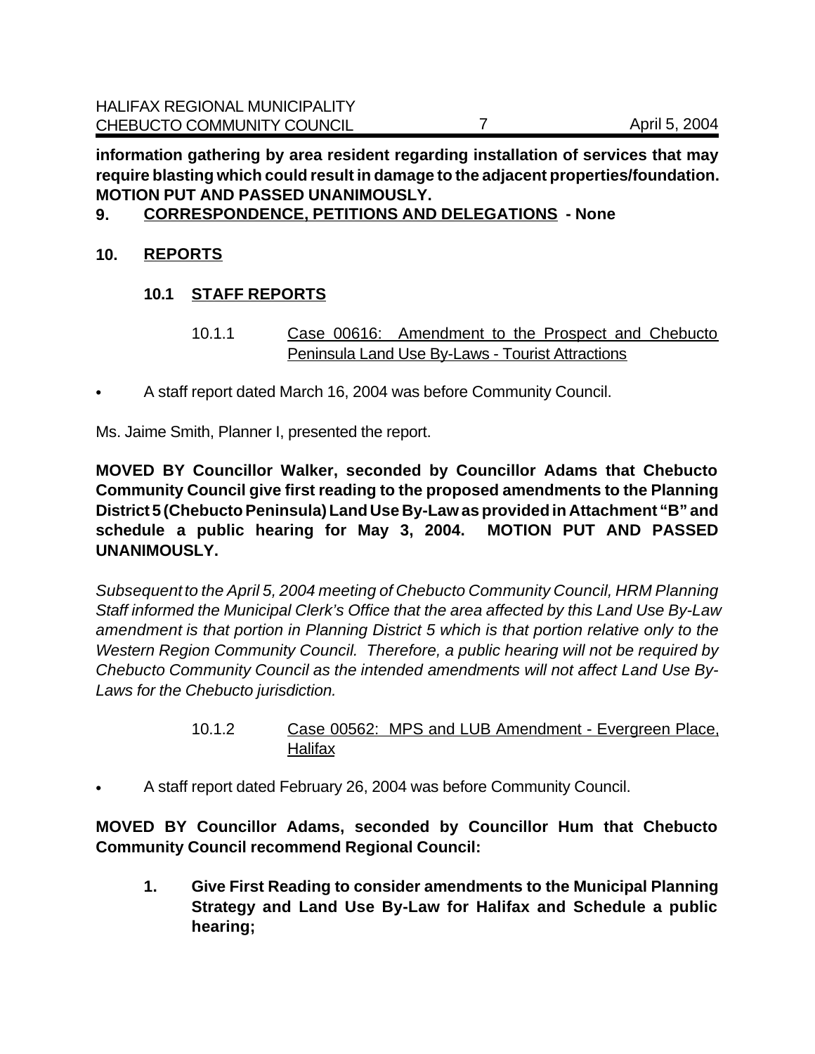**information gathering by area resident regarding installation of services that may require blasting which could result in damage to the adjacent properties/foundation. MOTION PUT AND PASSED UNANIMOUSLY.**

## 9. CORRESPONDENCE, PETITIONS AND DELEGATIONS - None

## 10. REPORTS

### 10.1 STAFF REPORTS

10.1.1 Case 00616: Amendment to the Prospect and Chebucto Peninsula Land Use By-Laws - Tourist Attractions

- A staff report dated March 16, 2004 was before Community Council.

Ms. Jaime Smith, Planner I, presented the report.

**MOVED BY Councillor Walker, seconded by Councillor Adams that Chebucto Community Council give first reading to the proposed amendments to the Planning District 5 (Chebucto Peninsula) Land Use By-Law as provided in Attachment "B" and schedule a public hearing for May 3, 2004. MOTION PUT AND PASSED UNANIMOUSLY.**

*Subsequent to the April 5, 2004 meeting of Chebucto Community Council, HRM Planning Staff informed the Municipal Clerk's Office that the area affected by this Land Use By-Law amendment is that portion in Planning District 5 which is that portion relative only to the Western Region Community Council. Therefore, a public hearing will not be required by Chebucto Community Council as the intended amendments will not affect Land Use By-Laws for the Chebucto jurisdiction.*

10.1.2 Case 00562: MPS and LUB Amendment - Evergreen Place, Halifax

- A staff report dated February 26, 2004 was before Community Council.

**MOVED BY Councillor Adams, seconded by Councillor Hum that Chebucto Community Council recommend Regional Council:**

1. **Give First Reading to consider amendments to the Municipal Planning Strategy and Land Use By-Law for Halifax and Schedule a public hearing;**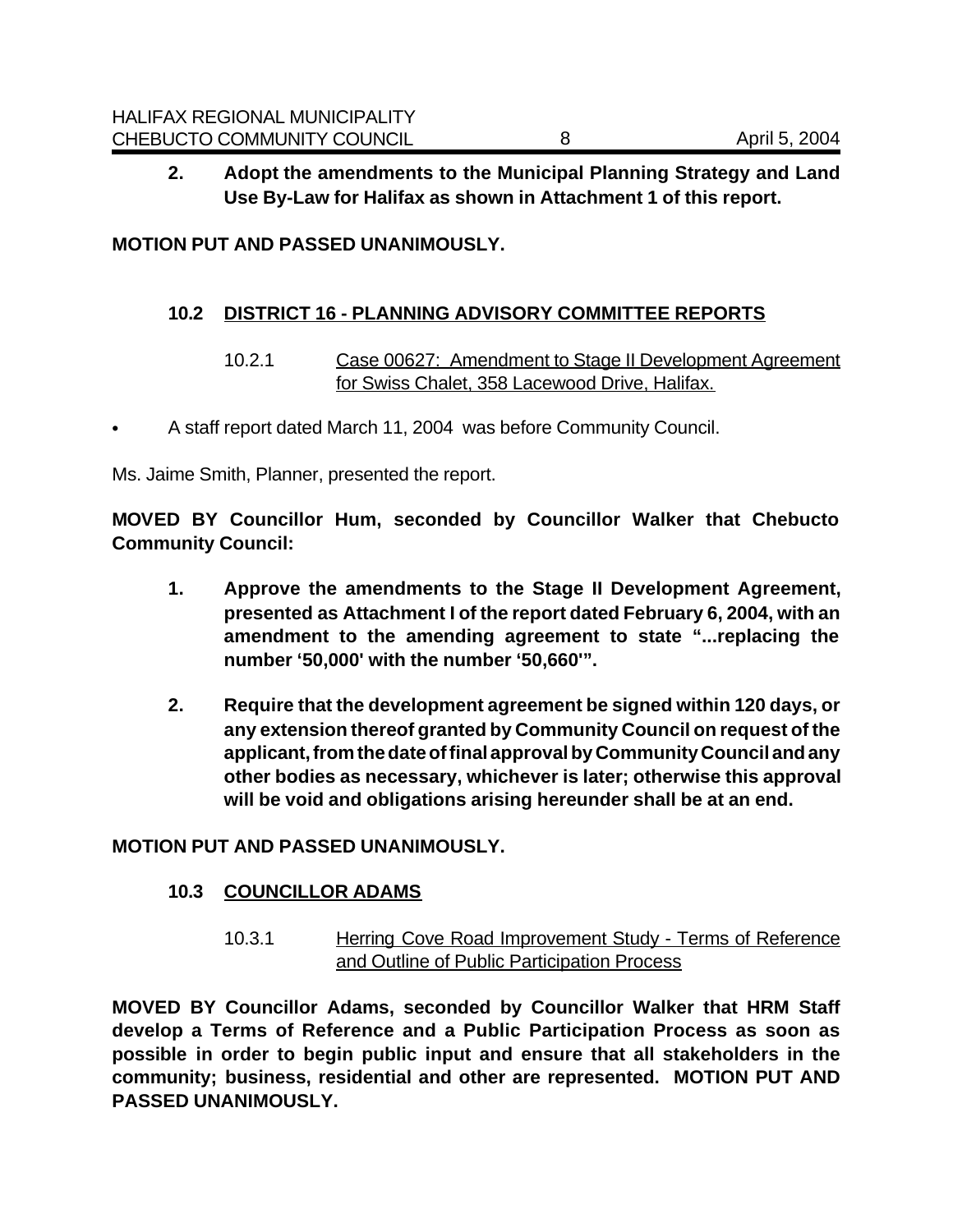**2. Adopt the amendments to the Municipal Planning Strategy and Land Use By-Law for Halifax as shown in Attachment 1 of this report.**

**MOTION PUT AND PASSED UNANIMOUSLY.**

## 10.2 DISTRICT 16 - PLANNING ADVISORY COMMITTEE REPORTS

### 10.2.1 Case 00627: Amendment to Stage II Development Agreement for Swiss Chalet, 358 Lacewood Drive, Halifax.

- A staff report dated March 11, 2004 was before Community Council.

Ms. Jaime Smith, Planner, presented the report.

**MOVED BY Councillor Hum, seconded by Councillor Walker that Chebucto Community Council:**

**1. Approve the amendments to the Stage II Development Agreement, presented as Attachment I of the report dated February 6, 2004, with an amendment to the amending agreement to state "...replacing the number '50,000' with the number '50,660'".**

**2. Require that the development agreement be signed within 120 days, or any extension thereof granted by Community Council on request of the applicant, from the date of final approval by Community Council and any other bodies as necessary, whichever is later; otherwise this approval will be void and obligations arising hereunder shall be at an end.**

**MOTION PUT AND PASSED UNANIMOUSLY.**

## 10.3 COUNCILLOR ADAMS

### 10.3.1 Herring Cove Road Improvement Study - Terms of Reference and Outline of Public Participation Process

**MOVED BY Councillor Adams, seconded by Councillor Walker that HRM Staff develop a Terms of Reference and a Public Participation Process as soon as possible in order to begin public input and ensure that all stakeholders in the community; business, residential and other are represented. MOTION PUT AND PASSED UNANIMOUSLY.**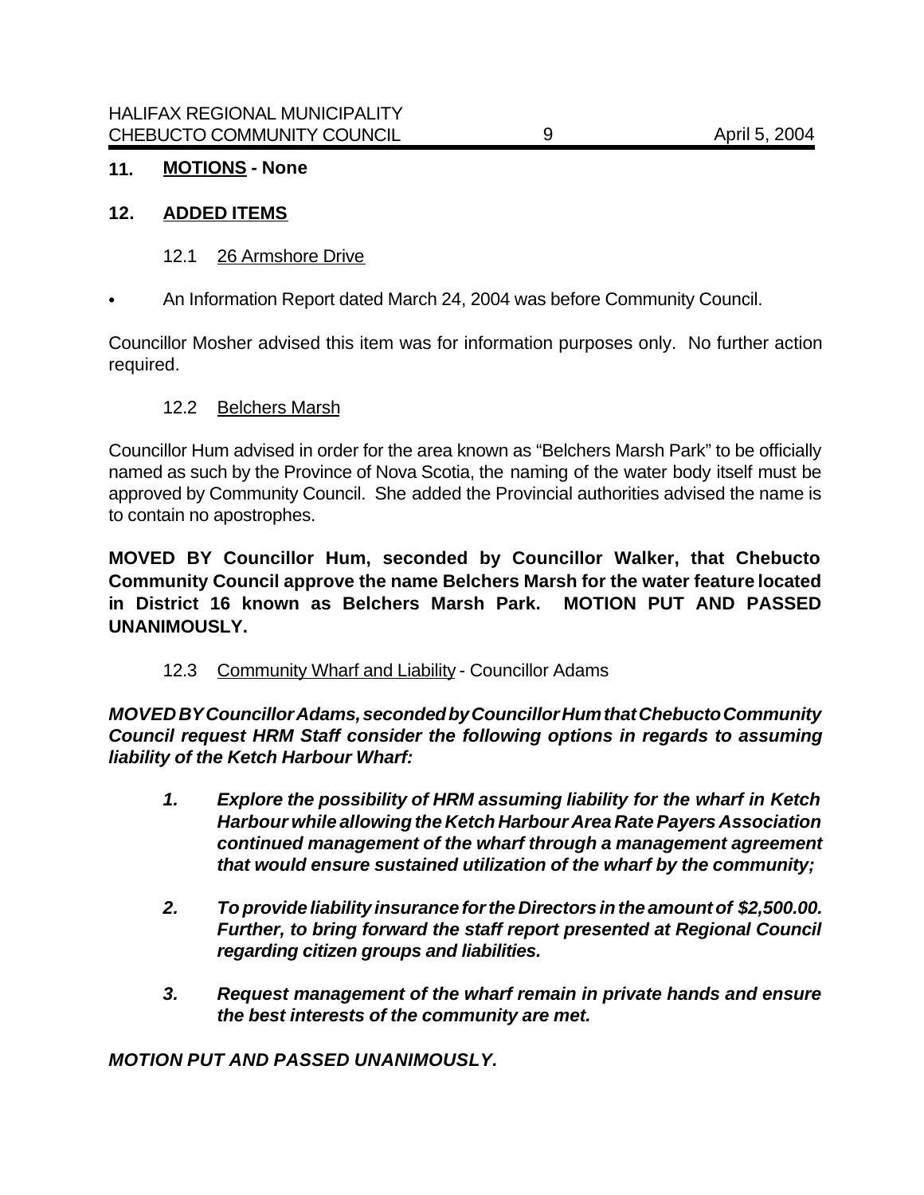## 11. **MOTIONS - None**

## 12. **ADDED ITEMS**

### 12.1 26 Armshore Drive

- An Information Report dated March 24, 2004 was before Community Council.

Councillor Mosher advised this item was for information purposes only. No further action required.

### 12.2 Belchers Marsh

Councillor Hum advised in order for the area known as "Belchers Marsh Park" to be officially named as such by the Province of Nova Scotia, the naming of the water body itself must be approved by Community Council. She added the Provincial authorities advised the name is to contain no apostrophes.

**MOVED BY Councillor Hum, seconded by Councillor Walker, that Chebucto Community Council approve the name Belchers Marsh for the water feature located in District 16 known as Belchers Marsh Park. MOTION PUT AND PASSED UNANIMOUSLY.**

### 12.3 Community Wharf and Liability - Councillor Adams

***MOVED BY Councillor Adams, seconded by Councillor Hum that Chebucto Community Council request HRM Staff consider the following options in regards to assuming liability of the Ketch Harbour Wharf:***

1. ***Explore the possibility of HRM assuming liability for the wharf in Ketch Harbour while allowing the Ketch Harbour Area Rate Payers Association continued management of the wharf through a management agreement that would ensure sustained utilization of the wharf by the community;***

2. ***To provide liability insurance for the Directors in the amount of $2,500.00. Further, to bring forward the staff report presented at Regional Council regarding citizen groups and liabilities.***

3. ***Request management of the wharf remain in private hands and ensure the best interests of the community are met.***

***MOTION PUT AND PASSED UNANIMOUSLY.***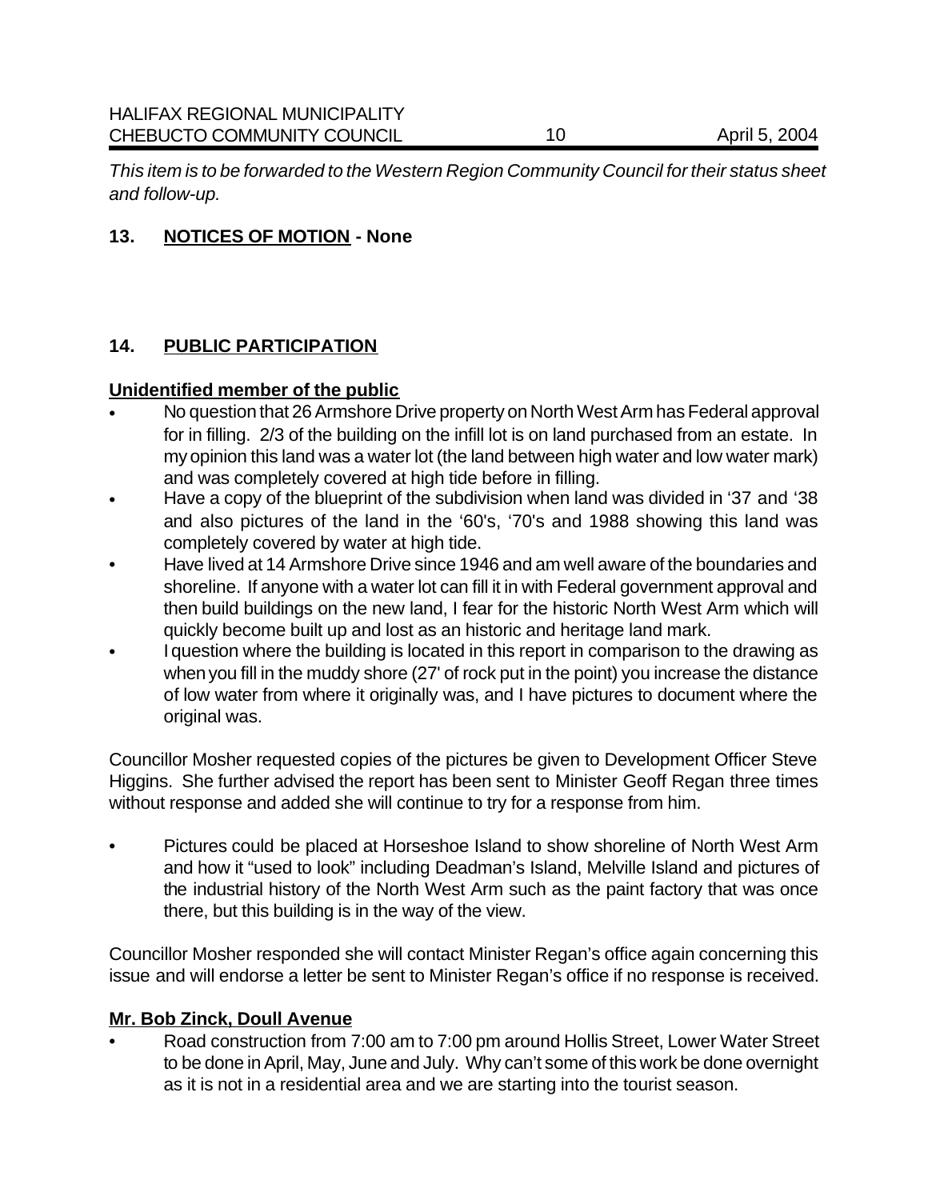*This item is to be forwarded to the Western Region Community Council for their status sheet and follow-up.*

## 13. NOTICES OF MOTION - None

## 14. PUBLIC PARTICIPATION

**Unidentified member of the public**

- No question that 26 Armshore Drive property on North West Arm has Federal approval for in filling. 2/3 of the building on the infill lot is on land purchased from an estate. In my opinion this land was a water lot (the land between high water and low water mark) and was completely covered at high tide before in filling.
- Have a copy of the blueprint of the subdivision when land was divided in '37 and '38 and also pictures of the land in the '60's, '70's and 1988 showing this land was completely covered by water at high tide.
- Have lived at 14 Armshore Drive since 1946 and am well aware of the boundaries and shoreline. If anyone with a water lot can fill it in with Federal government approval and then build buildings on the new land, I fear for the historic North West Arm which will quickly become built up and lost as an historic and heritage land mark.
- I question where the building is located in this report in comparison to the drawing as when you fill in the muddy shore (27' of rock put in the point) you increase the distance of low water from where it originally was, and I have pictures to document where the original was.

Councillor Mosher requested copies of the pictures be given to Development Officer Steve Higgins. She further advised the report has been sent to Minister Geoff Regan three times without response and added she will continue to try for a response from him.

- Pictures could be placed at Horseshoe Island to show shoreline of North West Arm and how it "used to look" including Deadman's Island, Melville Island and pictures of the industrial history of the North West Arm such as the paint factory that was once there, but this building is in the way of the view.

Councillor Mosher responded she will contact Minister Regan's office again concerning this issue and will endorse a letter be sent to Minister Regan's office if no response is received.

**Mr. Bob Zinck, Doull Avenue**

- Road construction from 7:00 am to 7:00 pm around Hollis Street, Lower Water Street to be done in April, May, June and July. Why can't some of this work be done overnight as it is not in a residential area and we are starting into the tourist season.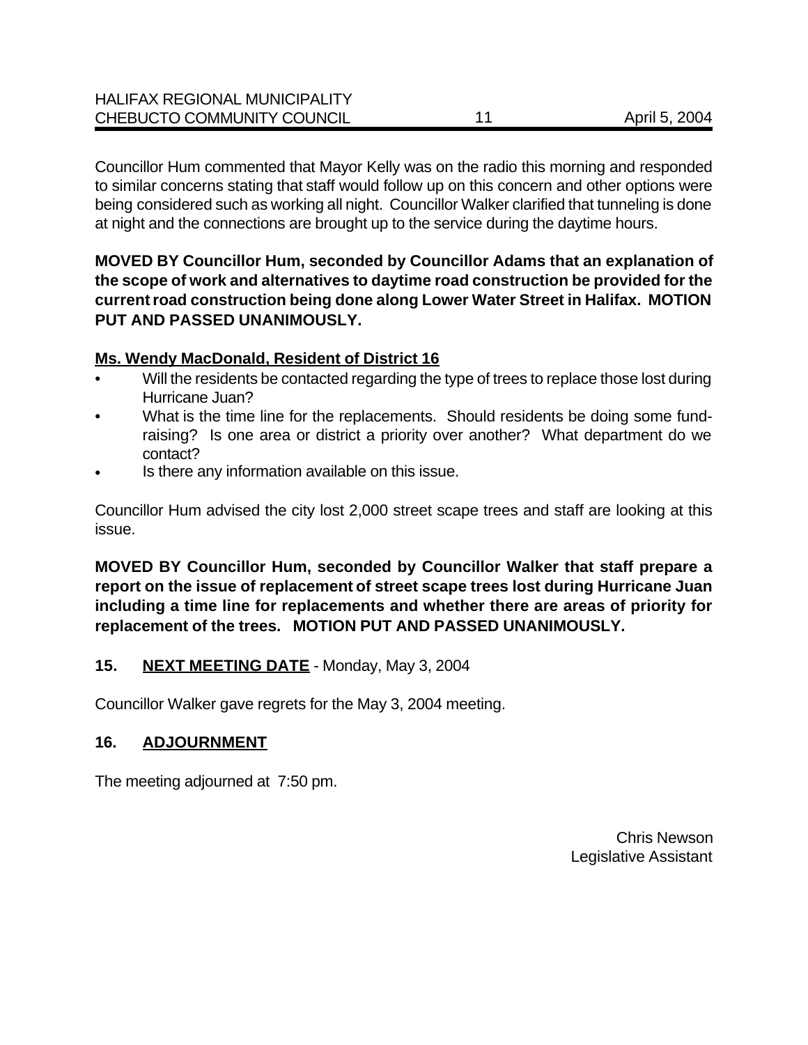Councillor Hum commented that Mayor Kelly was on the radio this morning and responded to similar concerns stating that staff would follow up on this concern and other options were being considered such as working all night. Councillor Walker clarified that tunneling is done at night and the connections are brought up to the service during the daytime hours.

**MOVED BY Councillor Hum, seconded by Councillor Adams that an explanation of the scope of work and alternatives to daytime road construction be provided for the current road construction being done along Lower Water Street in Halifax. MOTION PUT AND PASSED UNANIMOUSLY.**

**Ms. Wendy MacDonald, Resident of District 16**

- Will the residents be contacted regarding the type of trees to replace those lost during Hurricane Juan?
- What is the time line for the replacements. Should residents be doing some fund-raising? Is one area or district a priority over another? What department do we contact?
- Is there any information available on this issue.

Councillor Hum advised the city lost 2,000 street scape trees and staff are looking at this issue.

**MOVED BY Councillor Hum, seconded by Councillor Walker that staff prepare a report on the issue of replacement of street scape trees lost during Hurricane Juan including a time line for replacements and whether there are areas of priority for replacement of the trees. MOTION PUT AND PASSED UNANIMOUSLY.**

## 15. NEXT MEETING DATE - Monday, May 3, 2004

Councillor Walker gave regrets for the May 3, 2004 meeting.

## 16. ADJOURNMENT

The meeting adjourned at 7:50 pm.

Chris Newson
Legislative Assistant